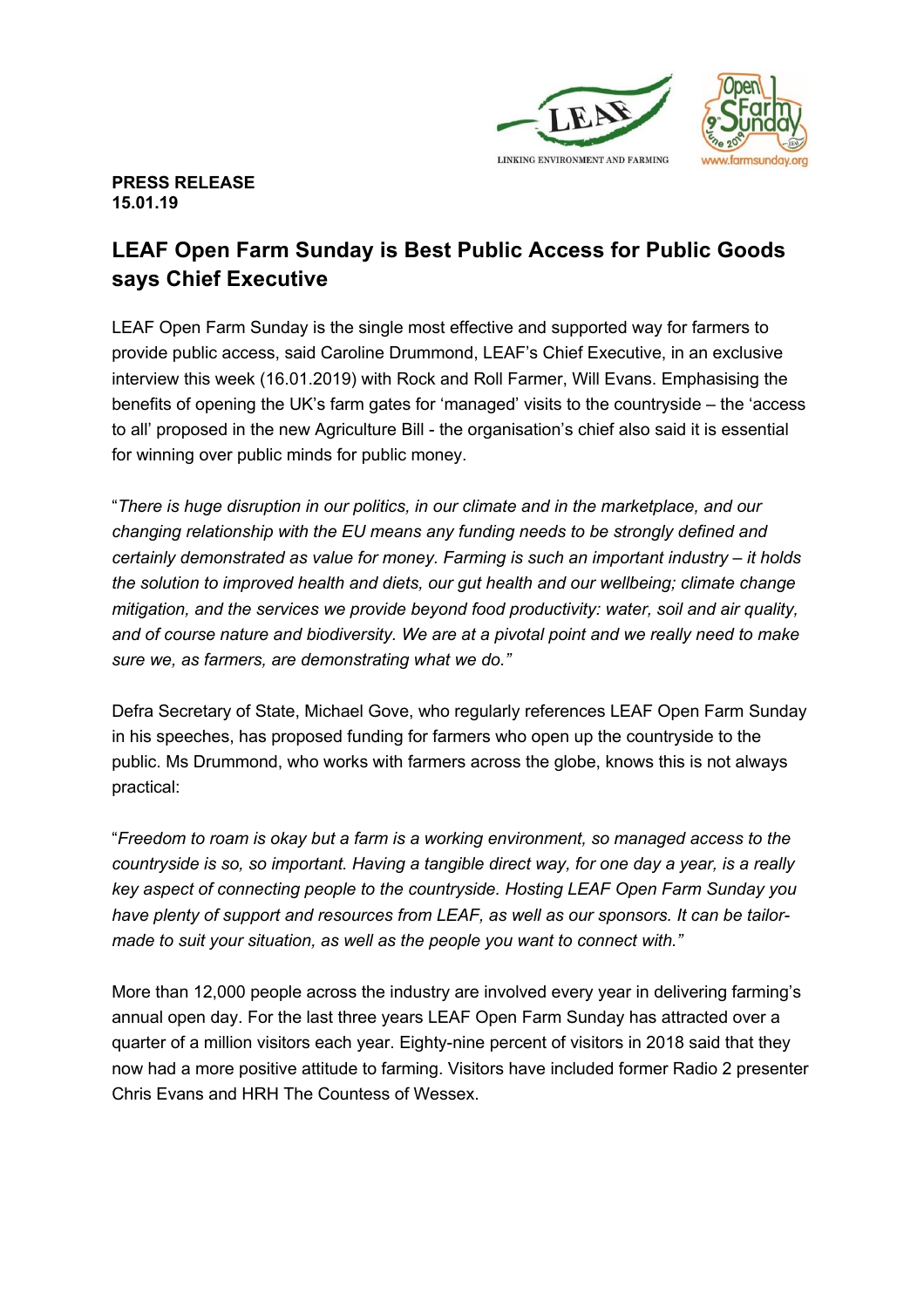**PRESS RELEASE**
**15.01.19**

# LEAF Open Farm Sunday is Best Public Access for Public Goods says Chief Executive

LEAF Open Farm Sunday is the single most effective and supported way for farmers to provide public access, said Caroline Drummond, LEAF's Chief Executive, in an exclusive interview this week (16.01.2019) with Rock and Roll Farmer, Will Evans. Emphasising the benefits of opening the UK's farm gates for 'managed' visits to the countryside – the 'access to all' proposed in the new Agriculture Bill - the organisation's chief also said it is essential for winning over public minds for public money.

"*There is huge disruption in our politics, in our climate and in the marketplace, and our changing relationship with the EU means any funding needs to be strongly defined and certainly demonstrated as value for money. Farming is such an important industry – it holds the solution to improved health and diets, our gut health and our wellbeing; climate change mitigation, and the services we provide beyond food productivity: water, soil and air quality, and of course nature and biodiversity. We are at a pivotal point and we really need to make sure we, as farmers, are demonstrating what we do."*

Defra Secretary of State, Michael Gove, who regularly references LEAF Open Farm Sunday in his speeches, has proposed funding for farmers who open up the countryside to the public. Ms Drummond, who works with farmers across the globe, knows this is not always practical:

"*Freedom to roam is okay but a farm is a working environment, so managed access to the countryside is so, so important. Having a tangible direct way, for one day a year, is a really key aspect of connecting people to the countryside. Hosting LEAF Open Farm Sunday you have plenty of support and resources from LEAF, as well as our sponsors. It can be tailor-made to suit your situation, as well as the people you want to connect with."*

More than 12,000 people across the industry are involved every year in delivering farming's annual open day. For the last three years LEAF Open Farm Sunday has attracted over a quarter of a million visitors each year. Eighty-nine percent of visitors in 2018 said that they now had a more positive attitude to farming. Visitors have included former Radio 2 presenter Chris Evans and HRH The Countess of Wessex.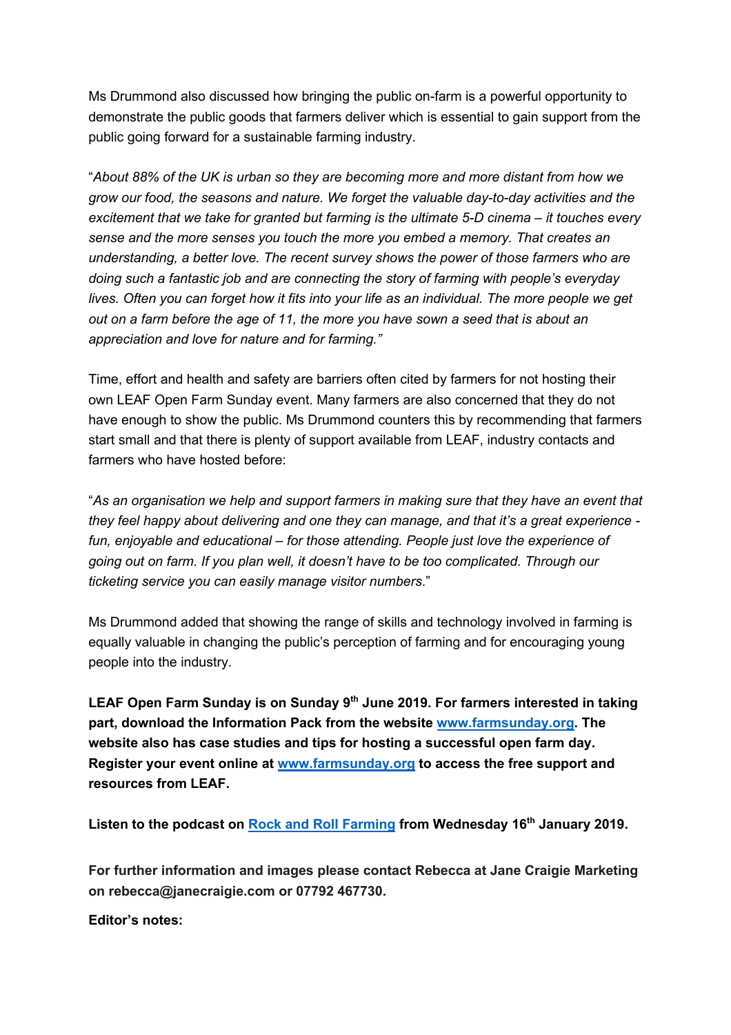Ms Drummond also discussed how bringing the public on-farm is a powerful opportunity to demonstrate the public goods that farmers deliver which is essential to gain support from the public going forward for a sustainable farming industry.

"*About 88% of the UK is urban so they are becoming more and more distant from how we grow our food, the seasons and nature. We forget the valuable day-to-day activities and the excitement that we take for granted but farming is the ultimate 5-D cinema – it touches every sense and the more senses you touch the more you embed a memory. That creates an understanding, a better love. The recent survey shows the power of those farmers who are doing such a fantastic job and are connecting the story of farming with people's everyday lives. Often you can forget how it fits into your life as an individual. The more people we get out on a farm before the age of 11, the more you have sown a seed that is about an appreciation and love for nature and for farming.*"

Time, effort and health and safety are barriers often cited by farmers for not hosting their own LEAF Open Farm Sunday event. Many farmers are also concerned that they do not have enough to show the public. Ms Drummond counters this by recommending that farmers start small and that there is plenty of support available from LEAF, industry contacts and farmers who have hosted before:

"*As an organisation we help and support farmers in making sure that they have an event that they feel happy about delivering and one they can manage, and that it's a great experience - fun, enjoyable and educational – for those attending. People just love the experience of going out on farm. If you plan well, it doesn't have to be too complicated. Through our ticketing service you can easily manage visitor numbers*."

Ms Drummond added that showing the range of skills and technology involved in farming is equally valuable in changing the public's perception of farming and for encouraging young people into the industry.

**LEAF Open Farm Sunday is on Sunday 9th June 2019. For farmers interested in taking part, download the Information Pack from the website [www.farmsunday.org](http://www.farmsunday.org). The website also has case studies and tips for hosting a successful open farm day. Register your event online at [www.farmsunday.org](http://www.farmsunday.org) to access the free support and resources from LEAF.**

**Listen to the podcast on [Rock and Roll Farming](#) from Wednesday 16th January 2019.**

**For further information and images please contact Rebecca at Jane Craigie Marketing on rebecca@janecraigie.com or 07792 467730.**

**Editor's notes:**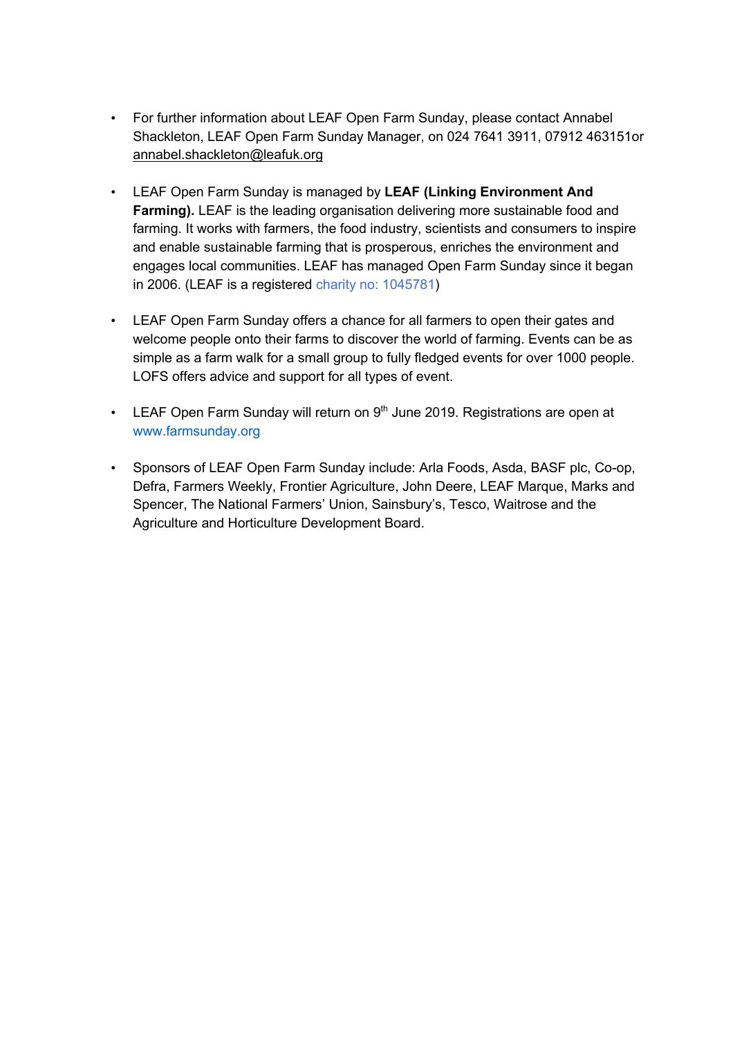- For further information about LEAF Open Farm Sunday, please contact Annabel Shackleton, LEAF Open Farm Sunday Manager, on 024 7641 3911, 07912 463151or annabel.shackleton@leafuk.org

- LEAF Open Farm Sunday is managed by **LEAF (Linking Environment And Farming).** LEAF is the leading organisation delivering more sustainable food and farming. It works with farmers, the food industry, scientists and consumers to inspire and enable sustainable farming that is prosperous, enriches the environment and engages local communities. LEAF has managed Open Farm Sunday since it began in 2006. (LEAF is a registered charity no: 1045781)

- LEAF Open Farm Sunday offers a chance for all farmers to open their gates and welcome people onto their farms to discover the world of farming. Events can be as simple as a farm walk for a small group to fully fledged events for over 1000 people. LOFS offers advice and support for all types of event.

- LEAF Open Farm Sunday will return on 9th June 2019. Registrations are open at www.farmsunday.org

- Sponsors of LEAF Open Farm Sunday include: Arla Foods, Asda, BASF plc, Co-op, Defra, Farmers Weekly, Frontier Agriculture, John Deere, LEAF Marque, Marks and Spencer, The National Farmers' Union, Sainsbury's, Tesco, Waitrose and the Agriculture and Horticulture Development Board.